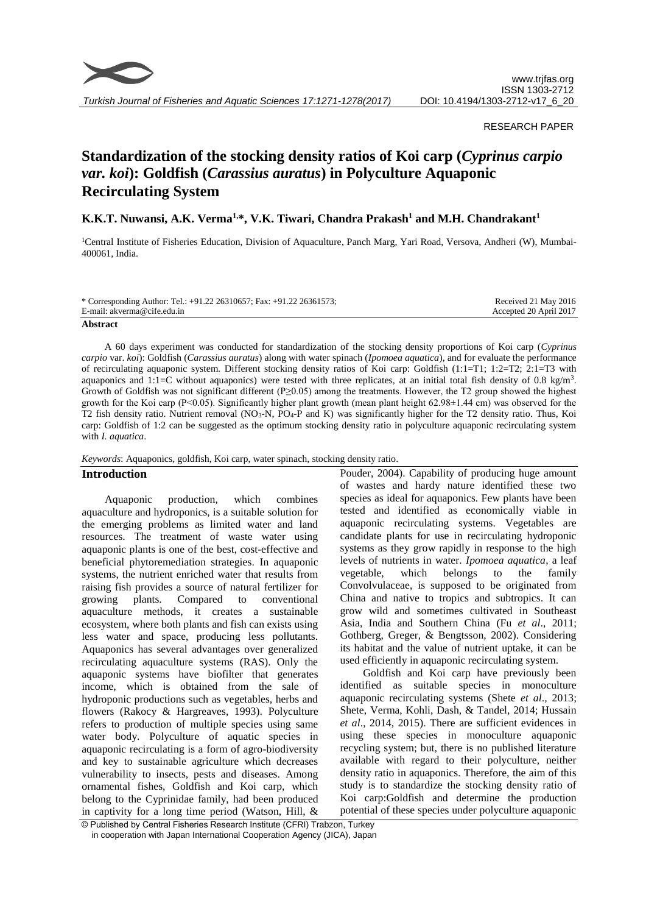RESEARCH PAPER

# Standardization of the stocking density ratios of Koi carp (*Cyprinus carpio var. koi*): Goldfish (*Carassius auratus*) in Polyculture Aquaponic Recirculating System

**K.K.T. Nuwansi, A.K. Verma[1,*], V.K. Tiwari, Chandra Prakash[1] and M.H. Chandrakant[1]**

[1]Central Institute of Fisheries Education, Division of Aquaculture, Panch Marg, Yari Road, Versova, Andheri (W), Mumbai-400061, India.

\* Corresponding Author: Tel.: +91.22 26310657; Fax: +91.22 26361573;
E-mail: akverma@cife.edu.in

Received 21 May 2016
Accepted 20 April 2017

## Abstract

A 60 days experiment was conducted for standardization of the stocking density proportions of Koi carp (*Cyprinus carpio* var. *koi*): Goldfish (*Carassius auratus*) along with water spinach (*Ipomoea aquatica*), and for evaluate the performance of recirculating aquaponic system. Different stocking density ratios of Koi carp: Goldfish (1:1=T1; 1:2=T2; 2:1=T3 with aquaponics and 1:1=C without aquaponics) were tested with three replicates, at an initial total fish density of 0.8 kg/m$^3$. Growth of Goldfish was not significant different ($P \geq 0.05$) among the treatments. However, the T2 group showed the highest growth for the Koi carp ($P<0.05$). Significantly higher plant growth (mean plant height 62.98±1.44 cm) was observed for the T2 fish density ratio. Nutrient removal ($NO_3$-N, $PO_4$-P and K) was significantly higher for the T2 density ratio. Thus, Koi carp: Goldfish of 1:2 can be suggested as the optimum stocking density ratio in polyculture aquaponic recirculating system with *I. aquatica*.

*Keywords*: Aquaponics, goldfish, Koi carp, water spinach, stocking density ratio.

## Introduction

Aquaponic production, which combines aquaculture and hydroponics, is a suitable solution for the emerging problems as limited water and land resources. The treatment of waste water using aquaponic plants is one of the best, cost-effective and beneficial phytoremediation strategies. In aquaponic systems, the nutrient enriched water that results from raising fish provides a source of natural fertilizer for growing plants. Compared to conventional aquaculture methods, it creates a sustainable ecosystem, where both plants and fish can exists using less water and space, producing less pollutants. Aquaponics has several advantages over generalized recirculating aquaculture systems (RAS). Only the aquaponic systems have biofilter that generates income, which is obtained from the sale of hydroponic productions such as vegetables, herbs and flowers (Rakocy & Hargreaves, 1993). Polyculture refers to production of multiple species using same water body. Polyculture of aquatic species in aquaponic recirculating is a form of agro-biodiversity and key to sustainable agriculture which decreases vulnerability to insects, pests and diseases. Among ornamental fishes, Goldfish and Koi carp, which belong to the Cyprinidae family, had been produced in captivity for a long time period (Watson, Hill, & Pouder, 2004). Capability of producing huge amount of wastes and hardy nature identified these two species as ideal for aquaponics. Few plants have been tested and identified as economically viable in aquaponic recirculating systems. Vegetables are candidate plants for use in recirculating hydroponic systems as they grow rapidly in response to the high levels of nutrients in water. *Ipomoea aquatica*, a leaf vegetable, which belongs to the family Convolvulaceae, is supposed to be originated from China and native to tropics and subtropics. It can grow wild and sometimes cultivated in Southeast Asia, India and Southern China (Fu *et al*., 2011; Gothberg, Greger, & Bengtsson, 2002). Considering its habitat and the value of nutrient uptake, it can be used efficiently in aquaponic recirculating system.

Goldfish and Koi carp have previously been identified as suitable species in monoculture aquaponic recirculating systems (Shete *et al*., 2013; Shete, Verma, Kohli, Dash, & Tandel, 2014; Hussain *et al*., 2014, 2015). There are sufficient evidences in using these species in monoculture aquaponic recycling system; but, there is no published literature available with regard to their polyculture, neither density ratio in aquaponics. Therefore, the aim of this study is to standardize the stocking density ratio of Koi carp:Goldfish and determine the production potential of these species under polyculture aquaponic

© Published by Central Fisheries Research Institute (CFRI) Trabzon, Turkey in cooperation with Japan International Cooperation Agency (JICA), Japan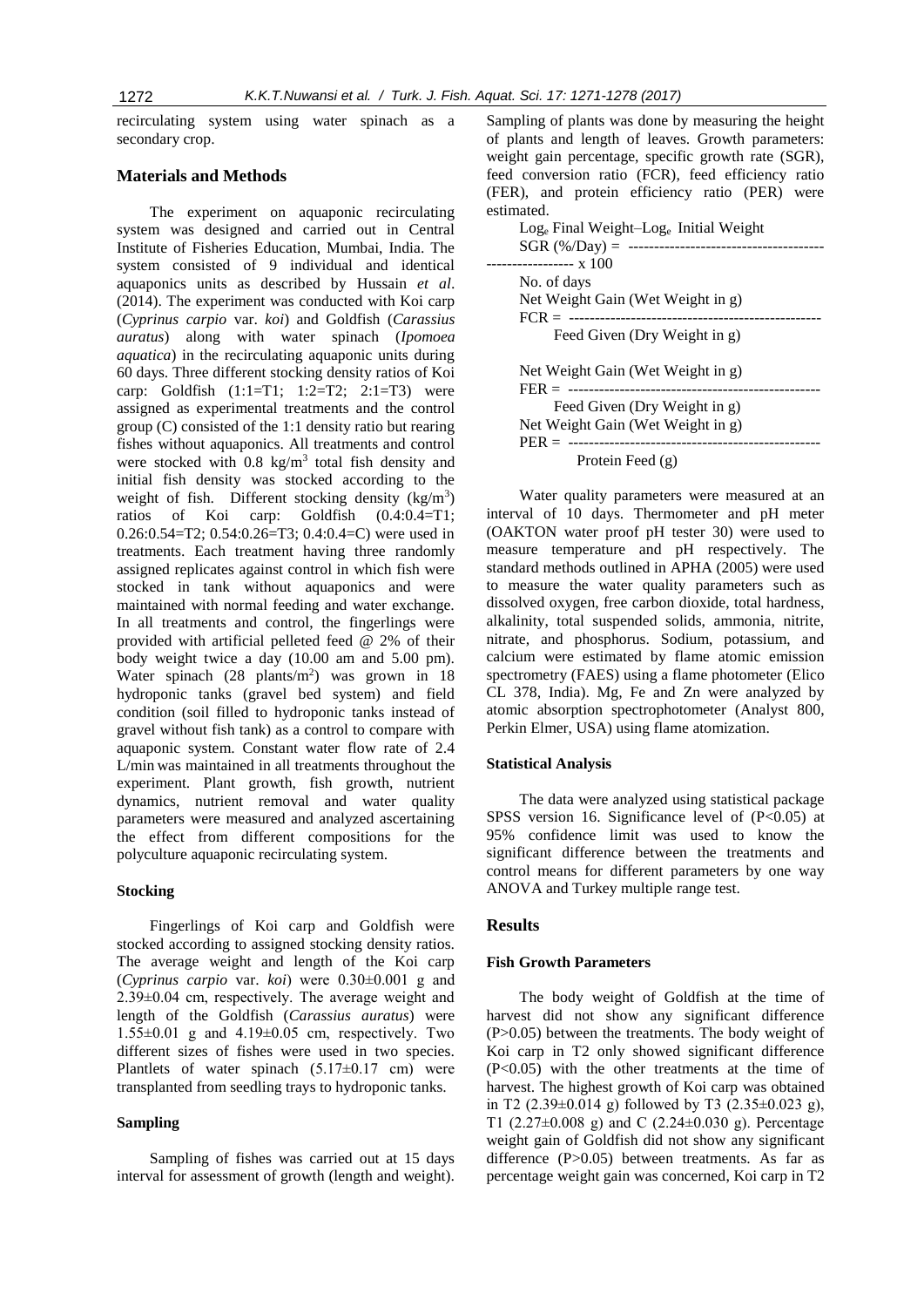recirculating system using water spinach as a secondary crop.

## Materials and Methods

The experiment on aquaponic recirculating system was designed and carried out in Central Institute of Fisheries Education, Mumbai, India. The system consisted of 9 individual and identical aquaponics units as described by Hussain *et al*. (2014). The experiment was conducted with Koi carp (*Cyprinus carpio* var. *koi*) and Goldfish (*Carassius auratus*) along with water spinach (*Ipomoea aquatica*) in the recirculating aquaponic units during 60 days. Three different stocking density ratios of Koi carp: Goldfish (1:1=T1; 1:2=T2; 2:1=T3) were assigned as experimental treatments and the control group (C) consisted of the 1:1 density ratio but rearing fishes without aquaponics. All treatments and control were stocked with 0.8 kg/m$^3$ total fish density and initial fish density was stocked according to the weight of fish. Different stocking density (kg/m$^3$) ratios of Koi carp: Goldfish (0.4:0.4=T1; 0.26:0.54=T2; 0.54:0.26=T3; 0.4:0.4=C) were used in treatments. Each treatment having three randomly assigned replicates against control in which fish were stocked in tank without aquaponics and were maintained with normal feeding and water exchange. In all treatments and control, the fingerlings were provided with artificial pelleted feed @ 2% of their body weight twice a day (10.00 am and 5.00 pm). Water spinach (28 plants/m$^2$) was grown in 18 hydroponic tanks (gravel bed system) and field condition (soil filled to hydroponic tanks instead of gravel without fish tank) as a control to compare with aquaponic system. Constant water flow rate of 2.4 L/min was maintained in all treatments throughout the experiment. Plant growth, fish growth, nutrient dynamics, nutrient removal and water quality parameters were measured and analyzed ascertaining the effect from different compositions for the polyculture aquaponic recirculating system.

### Stocking

Fingerlings of Koi carp and Goldfish were stocked according to assigned stocking density ratios. The average weight and length of the Koi carp (*Cyprinus carpio* var. *koi*) were 0.30±0.001 g and 2.39±0.04 cm, respectively. The average weight and length of the Goldfish (*Carassius auratus*) were 1.55±0.01 g and 4.19±0.05 cm, respectively. Two different sizes of fishes were used in two species. Plantlets of water spinach (5.17±0.17 cm) were transplanted from seedling trays to hydroponic tanks.

### Sampling

Sampling of fishes was carried out at 15 days interval for assessment of growth (length and weight). Sampling of plants was done by measuring the height of plants and length of leaves. Growth parameters: weight gain percentage, specific growth rate (SGR), feed conversion ratio (FCR), feed efficiency ratio (FER), and protein efficiency ratio (PER) were estimated.

$$\text{SGR (\%/Day)} = \frac{\text{Log}_e \text{ Final Weight} - \text{Log}_e \text{ Initial Weight}}{\text{No. of days}} \times 100$$

$$\text{FCR} = \frac{\text{Net Weight Gain (Wet Weight in g)}}{\text{Feed Given (Dry Weight in g)}}$$

$$\text{FER} = \frac{\text{Net Weight Gain (Wet Weight in g)}}{\text{Feed Given (Dry Weight in g)}}$$

$$\text{PER} = \frac{\text{Net Weight Gain (Wet Weight in g)}}{\text{Protein Feed (g)}}$$

Water quality parameters were measured at an interval of 10 days. Thermometer and pH meter (OAKTON water proof pH tester 30) were used to measure temperature and pH respectively. The standard methods outlined in APHA (2005) were used to measure the water quality parameters such as dissolved oxygen, free carbon dioxide, total hardness, alkalinity, total suspended solids, ammonia, nitrite, nitrate, and phosphorus. Sodium, potassium, and calcium were estimated by flame atomic emission spectrometry (FAES) using a flame photometer (Elico CL 378, India). Mg, Fe and Zn were analyzed by atomic absorption spectrophotometer (Analyst 800, Perkin Elmer, USA) using flame atomization.

### Statistical Analysis

The data were analyzed using statistical package SPSS version 16. Significance level of ($P<0.05$) at 95% confidence limit was used to know the significant difference between the treatments and control means for different parameters by one way ANOVA and Turkey multiple range test.

## Results

### Fish Growth Parameters

The body weight of Goldfish at the time of harvest did not show any significant difference ($P>0.05$) between the treatments. The body weight of Koi carp in T2 only showed significant difference ($P<0.05$) with the other treatments at the time of harvest. The highest growth of Koi carp was obtained in T2 (2.39±0.014 g) followed by T3 (2.35±0.023 g), T1 (2.27±0.008 g) and C (2.24±0.030 g). Percentage weight gain of Goldfish did not show any significant difference ($P>0.05$) between treatments. As far as percentage weight gain was concerned, Koi carp in T2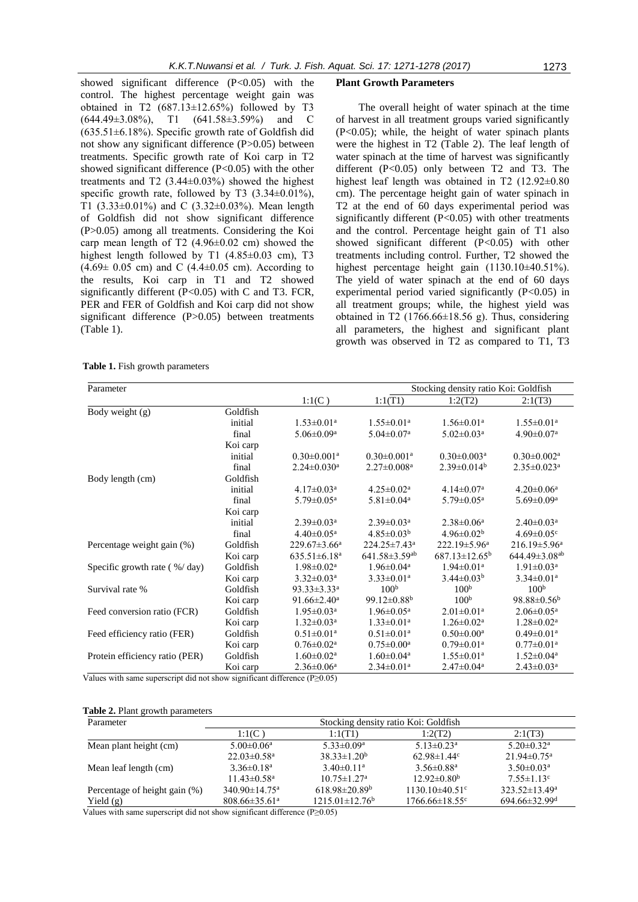showed significant difference ($P<0.05$) with the control. The highest percentage weight gain was obtained in T2 (687.13±12.65%) followed by T3 (644.49±3.08%), T1 (641.58±3.59%) and C (635.51±6.18%). Specific growth rate of Goldfish did not show any significant difference ($P>0.05$) between treatments. Specific growth rate of Koi carp in T2 showed significant difference ($P<0.05$) with the other treatments and T2 (3.44±0.03%) showed the highest specific growth rate, followed by T3 (3.34±0.01%), T1 (3.33±0.01%) and C (3.32±0.03%). Mean length of Goldfish did not show significant difference ($P>0.05$) among all treatments. Considering the Koi carp mean length of T2 (4.96±0.02 cm) showed the highest length followed by T1 (4.85±0.03 cm), T3 (4.69± 0.05 cm) and C (4.4±0.05 cm). According to the results, Koi carp in T1 and T2 showed significantly different ($P<0.05$) with C and T3. FCR, PER and FER of Goldfish and Koi carp did not show significant difference ($P>0.05$) between treatments (Table 1).

### Plant Growth Parameters

The overall height of water spinach at the time of harvest in all treatment groups varied significantly ($P<0.05$); while, the height of water spinach plants were the highest in T2 (Table 2). The leaf length of water spinach at the time of harvest was significantly different ($P<0.05$) only between T2 and T3. The highest leaf length was obtained in T2 (12.92±0.80 cm). The percentage height gain of water spinach in T2 at the end of 60 days experimental period was significantly different ($P<0.05$) with other treatments and the control. Percentage height gain of T1 also showed significant different ($P<0.05$) with other treatments including control. Further, T2 showed the highest percentage height gain (1130.10±40.51%). The yield of water spinach at the end of 60 days experimental period varied significantly ($P<0.05$) in all treatment groups; while, the highest yield was obtained in T2 (1766.66±18.56 g). Thus, considering all parameters, the highest and significant plant growth was observed in T2 as compared to T1, T3

**Table 1.** Fish growth parameters

| Parameter | | Stocking density ratio Koi: Goldfish | | | |
|---|---|---|---|---|---|
| | | 1:1(C ) | 1:1(T1) | 1:2(T2) | 2:1(T3) |
| Body weight (g) | Goldfish | | | | |
| | initial | 1.53±0.01[a] | 1.55±0.01[a] | 1.56±0.01[a] | 1.55±0.01[a] |
| | final | 5.06±0.09[a] | 5.04±0.07[a] | 5.02±0.03[a] | 4.90±0.07[a] |
| | Koi carp | | | | |
| | initial | 0.30±0.001[a] | 0.30±0.001[a] | 0.30±0.003[a] | 0.30±0.002[a] |
| | final | 2.24±0.030[a] | 2.27±0.008[a] | 2.39±0.014[b] | 2.35±0.023[a] |
| Body length (cm) | Goldfish | | | | |
| | initial | 4.17±0.03[a] | 4.25±0.02[a] | 4.14±0.07[a] | 4.20±0.06[a] |
| | final | 5.79±0.05[a] | 5.81±0.04[a] | 5.79±0.05[a] | 5.69±0.09[a] |
| | Koi carp | | | | |
| | initial | 2.39±0.03[a] | 2.39±0.03[a] | 2.38±0.06[a] | 2.40±0.03[a] |
| | final | 4.40±0.05[a] | 4.85±0.03[b] | 4.96±0.02[b] | 4.69±0.05[c] |
| Percentage weight gain (%) | Goldfish | 229.67±3.66[a] | 224.25±7.43[a] | 222.19±5.96[a] | 216.19±5.96[a] |
| | Koi carp | 635.51±6.18[a] | 641.58±3.59[ab] | 687.13±12.65[b] | 644.49±3.08[ab] |
| Specific growth rate ( %/ day) | Goldfish | 1.98±0.02[a] | 1.96±0.04[a] | 1.94±0.01[a] | 1.91±0.03[a] |
| | Koi carp | 3.32±0.03[a] | 3.33±0.01[a] | 3.44±0.03[b] | 3.34±0.01[a] |
| Survival rate % | Goldfish | 93.33±3.33[a] | 100[b] | 100[b] | 100[b] |
| | Koi carp | 91.66±2.40[a] | 99.12±0.88[b] | 100[b] | 98.88±0.56[b] |
| Feed conversion ratio (FCR) | Goldfish | 1.95±0.03[a] | 1.96±0.05[a] | 2.01±0.01[a] | 2.06±0.05[a] |
| | Koi carp | 1.32±0.03[a] | 1.33±0.01[a] | 1.26±0.02[a] | 1.28±0.02[a] |
| Feed efficiency ratio (FER) | Goldfish | 0.51±0.01[a] | 0.51±0.01[a] | 0.50±0.00[a] | 0.49±0.01[a] |
| | Koi carp | 0.76±0.02[a] | 0.75±0.00[a] | 0.79±0.01[a] | 0.77±0.01[a] |
| Protein efficiency ratio (PER) | Goldfish | 1.60±0.02[a] | 1.60±0.04[a] | 1.55±0.01[a] | 1.52±0.04[a] |
| | Koi carp | 2.36±0.06[a] | 2.34±0.01[a] | 2.47±0.04[a] | 2.43±0.03[a] |

Values with same superscript did not show significant difference ($P\geq0.05$)

**Table 2.** Plant growth parameters

| Parameter | Stocking density ratio Koi: Goldfish | | | |
|---|---|---|---|---|
| | 1:1(C ) | 1:1(T1) | 1:2(T2) | 2:1(T3) |
| Mean plant height (cm) | 5.00±0.06[a] | 5.33±0.09[a] | 5.13±0.23[a] | 5.20±0.32[a] |
| | 22.03±0.58[a] | 38.33±1.20[b] | 62.98±1.44[c] | 21.94±0.75[a] |
| Mean leaf length (cm) | 3.36±0.18[a] | 3.40±0.11[a] | 3.56±0.88[a] | 3.50±0.03[a] |
| | 11.43±0.58[a] | 10.75±1.27[a] | 12.92±0.80[b] | 7.55±1.13[c] |
| Percentage of height gain (%) | 340.90±14.75[a] | 618.98±20.89[b] | 1130.10±40.51[c] | 323.52±13.49[a] |
| Yield (g) | 808.66±35.61[a] | 1215.01±12.76[b] | 1766.66±18.55[c] | 694.66±32.99[d] |

Values with same superscript did not show significant difference ($P\geq0.05$)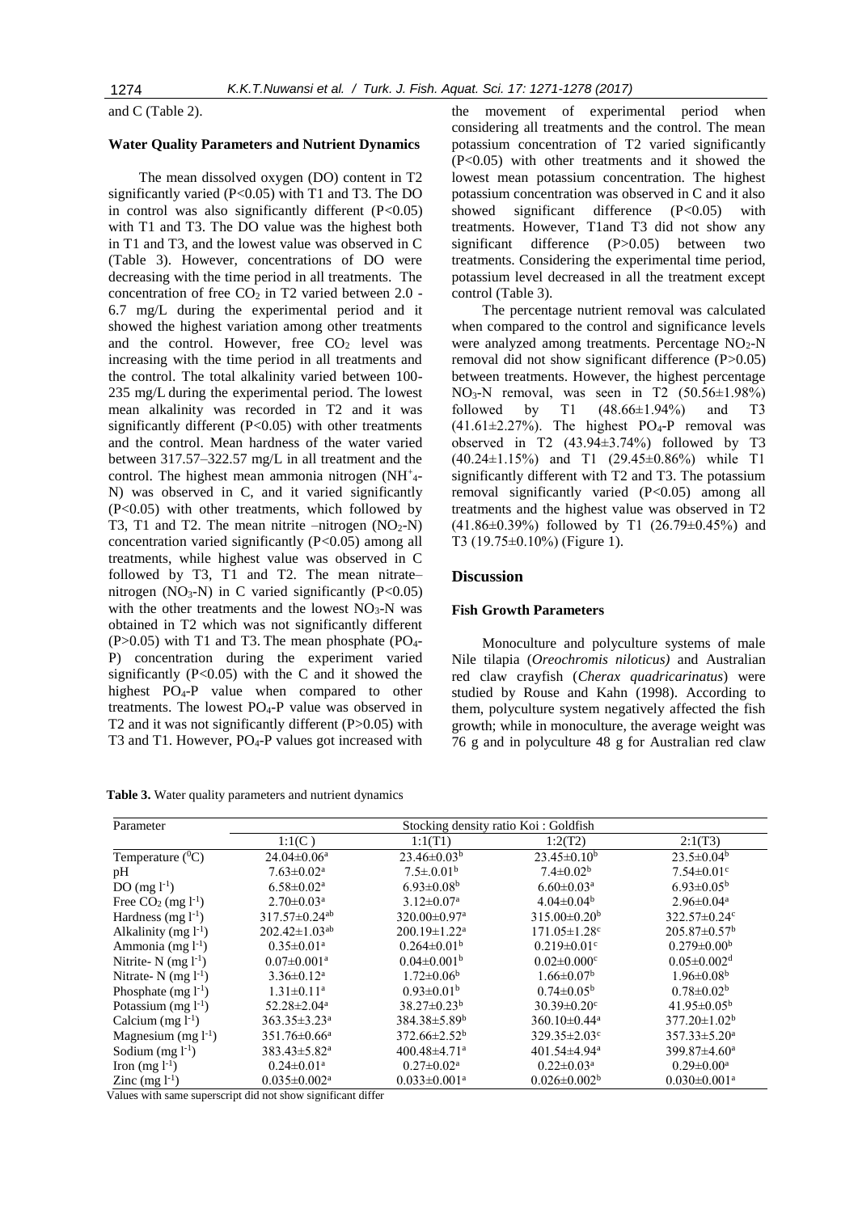and C (Table 2).

### Water Quality Parameters and Nutrient Dynamics

The mean dissolved oxygen (DO) content in T2 significantly varied ($P<0.05$) with T1 and T3. The DO in control was also significantly different ($P<0.05$) with T1 and T3. The DO value was the highest both in T1 and T3, and the lowest value was observed in C (Table 3). However, concentrations of DO were decreasing with the time period in all treatments. The concentration of free $CO_2$ in T2 varied between 2.0 - 6.7 mg/L during the experimental period and it showed the highest variation among other treatments and the control. However, free $CO_2$ level was increasing with the time period in all treatments and the control. The total alkalinity varied between 100-235 mg/L during the experimental period. The lowest mean alkalinity was recorded in T2 and it was significantly different ($P<0.05$) with other treatments and the control. Mean hardness of the water varied between 317.57–322.57 mg/L in all treatment and the control. The highest mean ammonia nitrogen ($NH^+_4$-N) was observed in C, and it varied significantly ($P<0.05$) with other treatments, which followed by T3, T1 and T2. The mean nitrite –nitrogen ($NO_2$-N) concentration varied significantly ($P<0.05$) among all treatments, while highest value was observed in C followed by T3, T1 and T2. The mean nitrate–nitrogen ($NO_3$-N) in C varied significantly ($P<0.05$) with the other treatments and the lowest $NO_3$-N was obtained in T2 which was not significantly different ($P>0.05$) with T1 and T3. The mean phosphate ($PO_4$-P) concentration during the experiment varied significantly ($P<0.05$) with the C and it showed the highest $PO_4$-P value when compared to other treatments. The lowest $PO_4$-P value was observed in T2 and it was not significantly different ($P>0.05$) with T3 and T1. However, $PO_4$-P values got increased with the movement of experimental period when considering all treatments and the control. The mean potassium concentration of T2 varied significantly ($P<0.05$) with other treatments and it showed the lowest mean potassium concentration. The highest potassium concentration was observed in C and it also showed significant difference ($P<0.05$) with treatments. However, T1and T3 did not show any significant difference ($P>0.05$) between two treatments. Considering the experimental time period, potassium level decreased in all the treatment except control (Table 3).

The percentage nutrient removal was calculated when compared to the control and significance levels were analyzed among treatments. Percentage $NO_2$-N removal did not show significant difference ($P>0.05$) between treatments. However, the highest percentage $NO_3$-N removal, was seen in T2 (50.56±1.98%) followed by T1 (48.66±1.94%) and T3 (41.61±2.27%). The highest $PO_4$-P removal was observed in T2 (43.94±3.74%) followed by T3 (40.24±1.15%) and T1 (29.45±0.86%) while T1 significantly different with T2 and T3. The potassium removal significantly varied ($P<0.05$) among all treatments and the highest value was observed in T2 (41.86±0.39%) followed by T1 (26.79±0.45%) and T3 (19.75±0.10%) (Figure 1).

## Discussion

### Fish Growth Parameters

Monoculture and polyculture systems of male Nile tilapia (*Oreochromis niloticus)* and Australian red claw crayfish (*Cherax quadricarinatus*) were studied by Rouse and Kahn (1998). According to them, polyculture system negatively affected the fish growth; while in monoculture, the average weight was 76 g and in polyculture 48 g for Australian red claw

**Table 3.** Water quality parameters and nutrient dynamics

| Parameter | Stocking density ratio Koi : Goldfish | | | |
|---|---|---|---|---|
| | 1:1(C ) | 1:1(T1) | 1:2(T2) | 2:1(T3) |
| Temperature ($^0$C) | 24.04±0.06$^a$ | 23.46±0.03$^b$ | 23.45±0.10$^b$ | 23.5±0.04$^b$ |
| pH | 7.63±0.02$^a$ | 7.5±.0.01$^b$ | 7.4±0.02$^b$ | 7.54±0.01$^c$ |
| DO (mg l$^{-1}$) | 6.58±0.02$^a$ | 6.93±0.08$^b$ | 6.60±0.03$^a$ | 6.93±0.05$^b$ |
| Free $CO_2$ (mg l$^{-1}$) | 2.70±0.03$^a$ | 3.12±0.07$^a$ | 4.04±0.04$^b$ | 2.96±0.04$^a$ |
| Hardness (mg l$^{-1}$) | 317.57±0.24$^{ab}$ | 320.00±0.97$^a$ | 315.00±0.20$^b$ | 322.57±0.24$^c$ |
| Alkalinity (mg l$^{-1}$) | 202.42±1.03$^{ab}$ | 200.19±1.22$^a$ | 171.05±1.28$^c$ | 205.87±0.57$^b$ |
| Ammonia (mg l$^{-1}$) | 0.35±0.01$^a$ | 0.264±0.01$^b$ | 0.219±0.01$^c$ | 0.279±0.00$^b$ |
| Nitrite- N (mg l$^{-1}$) | 0.07±0.001$^a$ | 0.04±0.001$^b$ | 0.02±0.000$^c$ | 0.05±0.002$^d$ |
| Nitrate- N (mg l$^{-1}$) | 3.36±0.12$^a$ | 1.72±0.06$^b$ | 1.66±0.07$^b$ | 1.96±0.08$^b$ |
| Phosphate (mg l$^{-1}$) | 1.31±0.11$^a$ | 0.93±0.01$^b$ | 0.74±0.05$^b$ | 0.78±0.02$^b$ |
| Potassium (mg l$^{-1}$) | 52.28±2.04$^a$ | 38.27±0.23$^b$ | 30.39±0.20$^c$ | 41.95±0.05$^b$ |
| Calcium (mg l$^{-1}$) | 363.35±3.23$^a$ | 384.38±5.89$^b$ | 360.10±0.44$^a$ | 377.20±1.02$^b$ |
| Magnesium (mg l$^{-1}$) | 351.76±0.66$^a$ | 372.66±2.52$^b$ | 329.35±2.03$^c$ | 357.33±5.20$^a$ |
| Sodium (mg l$^{-1}$) | 383.43±5.82$^a$ | 400.48±4.71$^a$ | 401.54±4.94$^a$ | 399.87±4.60$^a$ |
| Iron (mg l$^{-1}$) | 0.24±0.01$^a$ | 0.27±0.02$^a$ | 0.22±0.03$^a$ | 0.29±0.00$^a$ |
| Zinc (mg l$^{-1}$) | 0.035±0.002$^a$ | 0.033±0.001$^a$ | 0.026±0.002$^b$ | 0.030±0.001$^a$ |

Values with same superscript did not show significant differ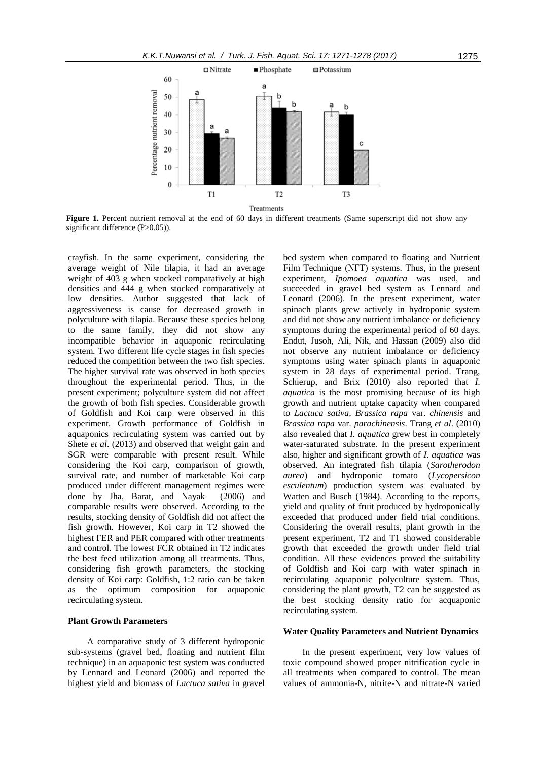Figure 1. Percent nutrient removal at the end of 60 days in different treatments (Same superscript did not show any significant difference (P>0.05)).

crayfish. In the same experiment, considering the average weight of Nile tilapia, it had an average weight of 403 g when stocked comparatively at high densities and 444 g when stocked comparatively at low densities. Author suggested that lack of aggressiveness is cause for decreased growth in polyculture with tilapia. Because these species belong to the same family, they did not show any incompatible behavior in aquaponic recirculating system. Two different life cycle stages in fish species reduced the competition between the two fish species. The higher survival rate was observed in both species throughout the experimental period. Thus, in the present experiment; polyculture system did not affect the growth of both fish species. Considerable growth of Goldfish and Koi carp were observed in this experiment. Growth performance of Goldfish in aquaponics recirculating system was carried out by Shete *et al*. (2013) and observed that weight gain and SGR were comparable with present result. While considering the Koi carp, comparison of growth, survival rate, and number of marketable Koi carp produced under different management regimes were done by Jha, Barat, and Nayak (2006) and comparable results were observed. According to the results, stocking density of Goldfish did not affect the fish growth. However, Koi carp in T2 showed the highest FER and PER compared with other treatments and control. The lowest FCR obtained in T2 indicates the best feed utilization among all treatments. Thus, considering fish growth parameters, the stocking density of Koi carp: Goldfish, 1:2 ratio can be taken as the optimum composition for aquaponic recirculating system.

### Plant Growth Parameters

A comparative study of 3 different hydroponic sub-systems (gravel bed, floating and nutrient film technique) in an aquaponic test system was conducted by Lennard and Leonard (2006) and reported the highest yield and biomass of *Lactuca sativa* in gravel bed system when compared to floating and Nutrient Film Technique (NFT) systems. Thus, in the present experiment, *Ipomoea aquatica* was used, and succeeded in gravel bed system as Lennard and Leonard (2006). In the present experiment, water spinach plants grew actively in hydroponic system and did not show any nutrient imbalance or deficiency symptoms during the experimental period of 60 days. Endut, Jusoh, Ali, Nik, and Hassan (2009) also did not observe any nutrient imbalance or deficiency symptoms using water spinach plants in aquaponic system in 28 days of experimental period. Trang, Schierup, and Brix (2010) also reported that *I. aquatica* is the most promising because of its high growth and nutrient uptake capacity when compared to *Lactuca sativa*, *Brassica rapa* var. *chinensis* and *Brassica rapa* var. *parachinensis*. Trang *et al*. (2010) also revealed that *I. aquatica* grew best in completely water-saturated substrate. In the present experiment also, higher and significant growth of *I. aquatica* was observed. An integrated fish tilapia (*Sarotherodon aurea*) and hydroponic tomato (*Lycopersicon esculentum*) production system was evaluated by Watten and Busch (1984). According to the reports, yield and quality of fruit produced by hydroponically exceeded that produced under field trial conditions. Considering the overall results, plant growth in the present experiment, T2 and T1 showed considerable growth that exceeded the growth under field trial condition. All these evidences proved the suitability of Goldfish and Koi carp with water spinach in recirculating aquaponic polyculture system. Thus, considering the plant growth, T2 can be suggested as the best stocking density ratio for acquaponic recirculating system.

### Water Quality Parameters and Nutrient Dynamics

In the present experiment, very low values of toxic compound showed proper nitrification cycle in all treatments when compared to control. The mean values of ammonia-N, nitrite-N and nitrate-N varied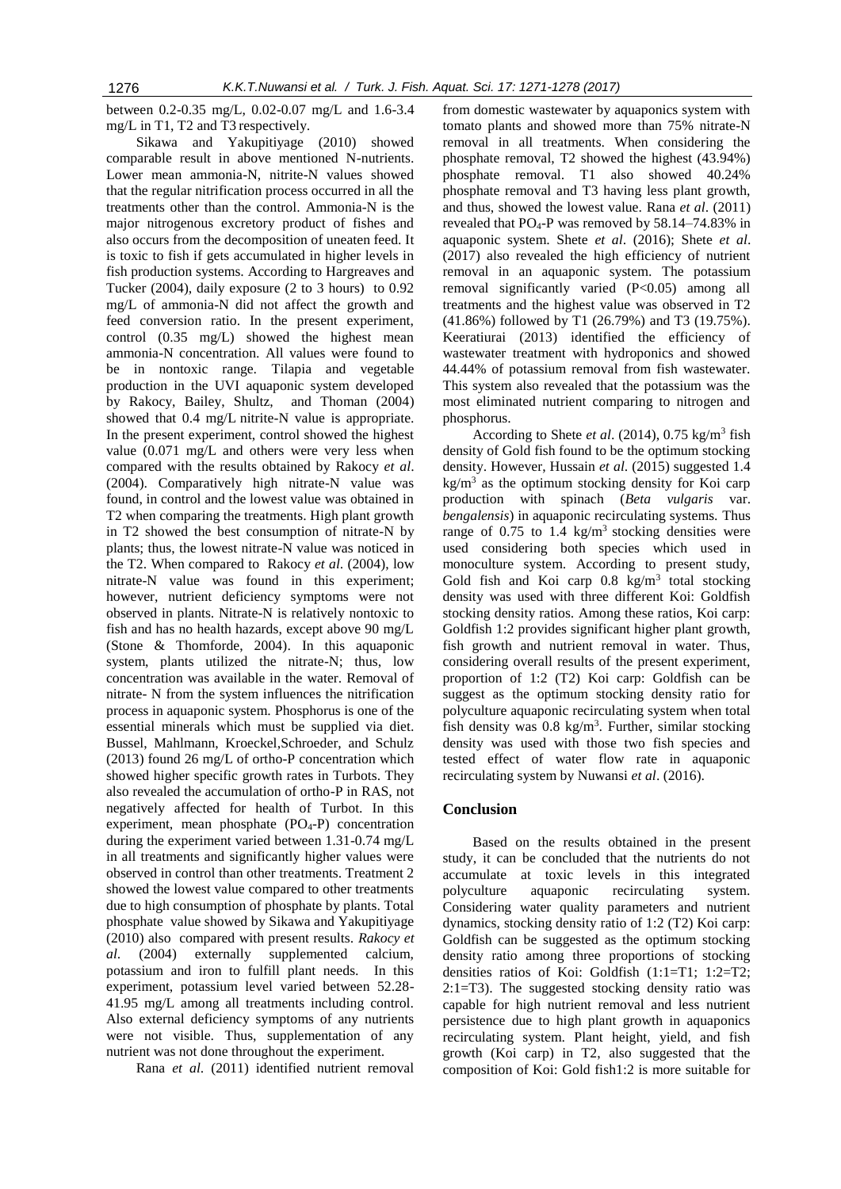between 0.2-0.35 mg/L, 0.02-0.07 mg/L and 1.6-3.4 mg/L in T1, T2 and T3 respectively.

Sikawa and Yakupitiyage (2010) showed comparable result in above mentioned N-nutrients. Lower mean ammonia-N, nitrite-N values showed that the regular nitrification process occurred in all the treatments other than the control. Ammonia-N is the major nitrogenous excretory product of fishes and also occurs from the decomposition of uneaten feed. It is toxic to fish if gets accumulated in higher levels in fish production systems. According to Hargreaves and Tucker (2004), daily exposure (2 to 3 hours) to 0.92 mg/L of ammonia-N did not affect the growth and feed conversion ratio. In the present experiment, control (0.35 mg/L) showed the highest mean ammonia-N concentration. All values were found to be in nontoxic range. Tilapia and vegetable production in the UVI aquaponic system developed by Rakocy, Bailey, Shultz, and Thoman (2004) showed that 0.4 mg/L nitrite-N value is appropriate. In the present experiment, control showed the highest value (0.071 mg/L and others were very less when compared with the results obtained by Rakocy *et al*. (2004). Comparatively high nitrate-N value was found, in control and the lowest value was obtained in T2 when comparing the treatments. High plant growth in T2 showed the best consumption of nitrate-N by plants; thus, the lowest nitrate-N value was noticed in the T2. When compared to Rakocy *et al*. (2004), low nitrate-N value was found in this experiment; however, nutrient deficiency symptoms were not observed in plants. Nitrate-N is relatively nontoxic to fish and has no health hazards, except above 90 mg/L (Stone & Thomforde, 2004). In this aquaponic system, plants utilized the nitrate-N; thus, low concentration was available in the water. Removal of nitrate- N from the system influences the nitrification process in aquaponic system. Phosphorus is one of the essential minerals which must be supplied via diet. Bussel, Mahlmann, Kroeckel,Schroeder, and Schulz (2013) found 26 mg/L of ortho-P concentration which showed higher specific growth rates in Turbots. They also revealed the accumulation of ortho-P in RAS, not negatively affected for health of Turbot. In this experiment, mean phosphate ($PO_4$-P) concentration during the experiment varied between 1.31-0.74 mg/L in all treatments and significantly higher values were observed in control than other treatments. Treatment 2 showed the lowest value compared to other treatments due to high consumption of phosphate by plants. Total phosphate value showed by Sikawa and Yakupitiyage (2010) also compared with present results. *Rakocy et al*. (2004) externally supplemented calcium, potassium and iron to fulfill plant needs. In this experiment, potassium level varied between 52.28-41.95 mg/L among all treatments including control. Also external deficiency symptoms of any nutrients were not visible. Thus, supplementation of any nutrient was not done throughout the experiment.

Rana *et al*. (2011) identified nutrient removal from domestic wastewater by aquaponics system with tomato plants and showed more than 75% nitrate-N removal in all treatments. When considering the phosphate removal, T2 showed the highest (43.94%) phosphate removal. T1 also showed 40.24% phosphate removal and T3 having less plant growth, and thus, showed the lowest value. Rana *et al*. (2011) revealed that $PO_4$-P was removed by 58.14–74.83% in aquaponic system. Shete *et al*. (2016); Shete *et al*. (2017) also revealed the high efficiency of nutrient removal in an aquaponic system. The potassium removal significantly varied ($P<0.05$) among all treatments and the highest value was observed in T2 (41.86%) followed by T1 (26.79%) and T3 (19.75%). Keeratiurai (2013) identified the efficiency of wastewater treatment with hydroponics and showed 44.44% of potassium removal from fish wastewater. This system also revealed that the potassium was the most eliminated nutrient comparing to nitrogen and phosphorus.

According to Shete *et al*. (2014), 0.75 kg/m$^3$ fish density of Gold fish found to be the optimum stocking density. However, Hussain *et al.* (2015) suggested 1.4 kg/m$^3$ as the optimum stocking density for Koi carp production with spinach (*Beta vulgaris* var. *bengalensis*) in aquaponic recirculating systems. Thus range of 0.75 to 1.4 kg/m$^3$ stocking densities were used considering both species which used in monoculture system. According to present study, Gold fish and Koi carp 0.8 kg/m$^3$ total stocking density was used with three different Koi: Goldfish stocking density ratios. Among these ratios, Koi carp: Goldfish 1:2 provides significant higher plant growth, fish growth and nutrient removal in water. Thus, considering overall results of the present experiment, proportion of 1:2 (T2) Koi carp: Goldfish can be suggest as the optimum stocking density ratio for polyculture aquaponic recirculating system when total fish density was 0.8 kg/m$^3$. Further, similar stocking density was used with those two fish species and tested effect of water flow rate in aquaponic recirculating system by Nuwansi *et al*. (2016).

## Conclusion

Based on the results obtained in the present study, it can be concluded that the nutrients do not accumulate at toxic levels in this integrated polyculture aquaponic recirculating system. Considering water quality parameters and nutrient dynamics, stocking density ratio of 1:2 (T2) Koi carp: Goldfish can be suggested as the optimum stocking density ratio among three proportions of stocking densities ratios of Koi: Goldfish (1:1=T1; 1:2=T2; 2:1=T3). The suggested stocking density ratio was capable for high nutrient removal and less nutrient persistence due to high plant growth in aquaponics recirculating system. Plant height, yield, and fish growth (Koi carp) in T2, also suggested that the composition of Koi: Gold fish1:2 is more suitable for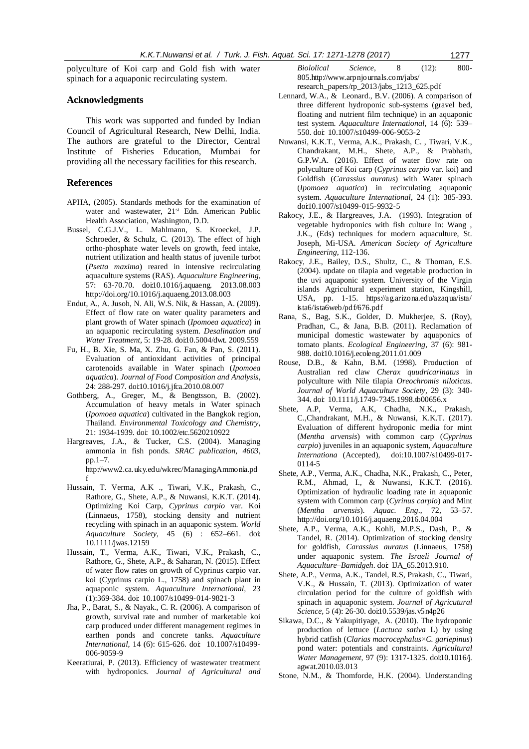polyculture of Koi carp and Gold fish with water spinach for a aquaponic recirculating system.

## Acknowledgments

This work was supported and funded by Indian Council of Agricultural Research, New Delhi, India. The authors are grateful to the Director, Central Institute of Fisheries Education, Mumbai for providing all the necessary facilities for this research.

## References

APHA, (2005). Standards methods for the examination of water and wastewater, 21st Edn. American Public Health Association, Washington, D.D.

Bussel, C.G.J.V., L. Mahlmann, S. Kroeckel, J.P. Schroeder, & Schulz, C. (2013). The effect of high ortho-phosphate water levels on growth, feed intake, nutrient utilization and health status of juvenile turbot (*Psetta maxima*) reared in intensive recirculating aquaculture systems (RAS). *Aquaculture Engineering*, 57: 63-70.70. doi:10.1016/j.aquaeng. 2013.08.003 http://doi.org/10.1016/j.aquaeng.2013.08.003

Endut, A., A. Jusoh, N. Ali, W.S. Nik, & Hassan, A. (2009). Effect of flow rate on water quality parameters and plant growth of Water spinach (*Ipomoea aquatica*) in an aquaponic recirculating system. *Desalination and Water Treatment*, 5: 19-28. doi:10.5004/dwt. 2009.559

Fu, H., B. Xie, S. Ma, X. Zhu, G. Fan, & Pan, S. (2011). Evaluation of antioxidant activities of principal carotenoids available in Water spinach (*Ipomoea aquatica*). *Journal of Food Composition and Analysis*, 24: 288-297. doi:10.1016/j.jfca.2010.08.007

Gothberg, A., Greger, M., & Bengtsson, B. (2002). Accumulation of heavy metals in Water spinach (*Ipomoea aquatica*) cultivated in the Bangkok region, Thailand. *Environmental Toxicology and Chemistry*, 21: 1934-1939. doi: 10.1002/etc.5620210922

Hargreaves, J.A., & Tucker, C.S. (2004). Managing ammonia in fish ponds. *SRAC publication, 4603*, pp.1–7. http://www2.ca.uky.edu/wkrec/ManagingAmmonia.pdf

Hussain, T. Verma, A.K ., Tiwari, V.K., Prakash, C., Rathore, G., Shete, A.P., & Nuwansi, K.K.T. (2014). Optimizing Koi Carp, *Cyprinus carpio* var. Koi (Linnaeus, 1758), stocking density and nutrient recycling with spinach in an aquaponic system. *World Aquaculture Society*, 45 (6) : 652–661. doi: 10.1111/jwas.12159

Hussain, T., Verma, A.K., Tiwari, V.K., Prakash, C., Rathore, G., Shete, A.P., & Saharan, N. (2015). Effect of water flow rates on growth of Cyprinus carpio var. koi (Cyprinus carpio L., 1758) and spinach plant in aquaponic system. *Aquaculture International*, 23 (1):369-384. doi: 10.1007/s10499-014-9821-3

Jha, P., Barat, S., & Nayak., C. R. (2006). A comparison of growth, survival rate and number of marketable koi carp produced under different management regimes in earthen ponds and concrete tanks. *Aquaculture International*, 14 (6): 615-626. doi: 10.1007/s10499-006-9059-9

Keeratiurai, P. (2013). Efficiency of wastewater treatment with hydroponics. *Journal of Agricultural and Biololical Science*, 8 (12): 800-805.http://www.arpnjournals.com/jabs/research_papers/rp_2013/jabs_1213_625.pdf

Lennard, W.A., & Leonard., B.V. (2006). A comparison of three different hydroponic sub-systems (gravel bed, floating and nutrient film technique) in an aquaponic test system. *Aquaculture International*, 14 (6): 539–550. doi: 10.1007/s10499-006-9053-2

Nuwansi, K.K.T., Verma, A.K., Prakash, C. , Tiwari, V.K., Chandrakant, M.H., Shete, A.P., & Prabhath, G.P.W.A. (2016). Effect of water flow rate on polyculture of Koi carp (*Cyprinus carpio* var. koi) and Goldfish (*Carassius auratus*) with Water spinach (*Ipomoea aquatica*) in recirculating aquaponic system. *Aquaculture International*, 24 (1): 385-393. doi:10.1007/s10499-015-9932-5

Rakocy, J.E., & Hargreaves, J.A. (1993). Integration of vegetable hydroponics with fish culture In: Wang , J.K., (Eds) techniques for modern aquaculture, St. Joseph, Mi-USA. *American Society of Agriculture Engineering*, 112-136.

Rakocy, J.E., Bailey, D.S., Shultz, C., & Thoman, E.S. (2004). update on tilapia and vegetable production in the uvi aquaponic system. University of the Virgin islands Agricultural experiment station, Kingshill, USA, pp. 1-15. https://ag.arizona.edu/azaqua/ista/ista6/ista6web/pdf/676.pdf

Rana, S., Bag, S.K., Golder, D. Mukherjee, S. (Roy), Pradhan, C., & Jana, B.B. (2011). Reclamation of municipal domestic wastewater by aquaponics of tomato plants. *Ecological Engineering*, 37 (6): 981-988. doi:10.1016/j.ecoleng.2011.01.009

Rouse, D.B., & Kahn, B.M. (1998). Production of Australian red claw *Cherax quudricarinatus* in polyculture with Nile tilapia *Oreochromis niloticus*. *Journal of World Aquaculture Society*, 29 (3): 340-344. doi: 10.1111/j.1749-7345.1998.tb00656.x

Shete, A.P, Verma, A.K, Chadha, N.K., Prakash, C.,Chandrakant, M.H., & Nuwansi, K.K.T. (2017). Evaluation of different hydroponic media for mint (*Mentha arvensis*) with common carp (*Cyprinus carpio*) juveniles in an aquaponic system, *Aquaculture Internationa* (Accepted), doi:10.1007/s10499-017-0114-5

Shete, A.P., Verma, A.K., Chadha, N.K., Prakash, C., Peter, R.M., Ahmad, I., & Nuwansi, K.K.T. (2016). Optimization of hydraulic loading rate in aquaponic system with Common carp (*Cyrinus carpio*) and Mint (*Mentha arvensis*). *Aquac. Eng*., 72, 53–57. http://doi.org/10.1016/j.aquaeng.2016.04.004

Shete, A.P., Verma, A.K., Kohli, M.P.S., Dash, P., & Tandel, R. (2014). Optimization of stocking density for goldfish, *Carassius auratus* (Linnaeus, 1758) under aquaponic system. *The Israeli Journal of Aquaculture–Bamidgeh*. doi: IJA_65.2013.910.

Shete, A.P., Verma, A.K., Tandel, R.S, Prakash, C., Tiwari, V.K., & Hussain, T. (2013). Optimization of water circulation period for the culture of goldfish with spinach in aquaponic system. *Journal of Agricultural Science*, 5 (4): 26-30. doi:10.5539/jas.v5n4p26

Sikawa, D.C., & Yakupitiyage, A. (2010). The hydroponic production of lettuce (*Lactuca sativa* L) by using hybrid catfish (*Clarias macrocephalus*×*C. gariepinus*) pond water: potentials and constraints. *Agricultural Water Management*, 97 (9): 1317-1325. doi:10.1016/j.agwat.2010.03.013

Stone, N.M., & Thomforde, H.K. (2004). Understanding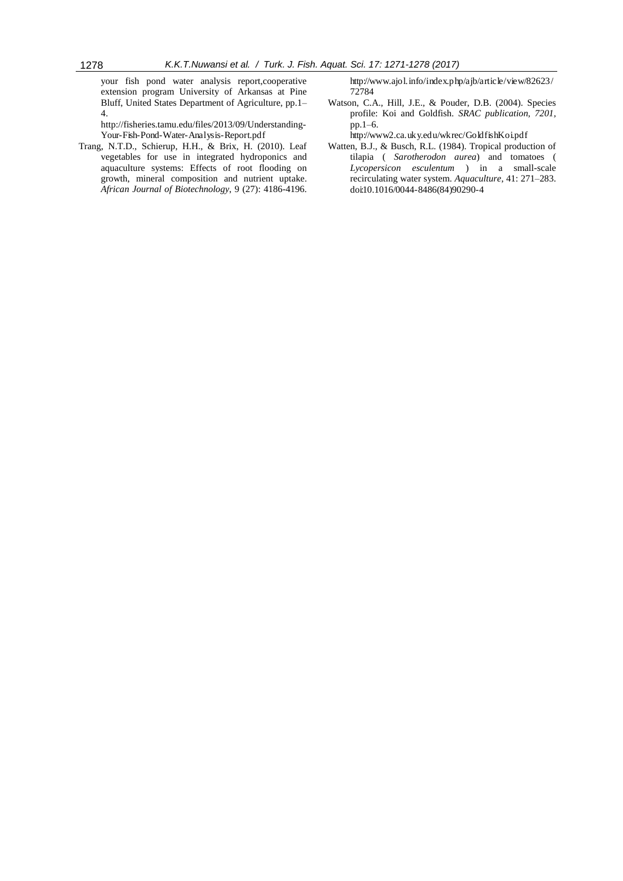your fish pond water analysis report,cooperative extension program University of Arkansas at Pine Bluff, United States Department of Agriculture, pp.1–4.
http://fisheries.tamu.edu/files/2013/09/Understanding-Your-Fish-Pond-Water-Analysis-Report.pdf

Trang, N.T.D., Schierup, H.H., & Brix, H. (2010). Leaf vegetables for use in integrated hydroponics and aquaculture systems: Effects of root flooding on growth, mineral composition and nutrient uptake. *African Journal of Biotechnology*, 9 (27): 4186-4196.
http://www.ajol.info/index.php/ajb/article/view/82623/72784

Watson, C.A., Hill, J.E., & Pouder, D.B. (2004). Species profile: Koi and Goldfish. *SRAC publication, 7201*, pp.1–6.
http://www2.ca.uky.edu/wkrec/GoldfishKoi.pdf

Watten, B.J., & Busch, R.L. (1984). Tropical production of tilapia ( *Sarotherodon aurea*) and tomatoes ( *Lycopersicon esculentum* ) in a small-scale recirculating water system. *Aquaculture*, 41: 271–283. doi:10.1016/0044-8486(84)90290-4